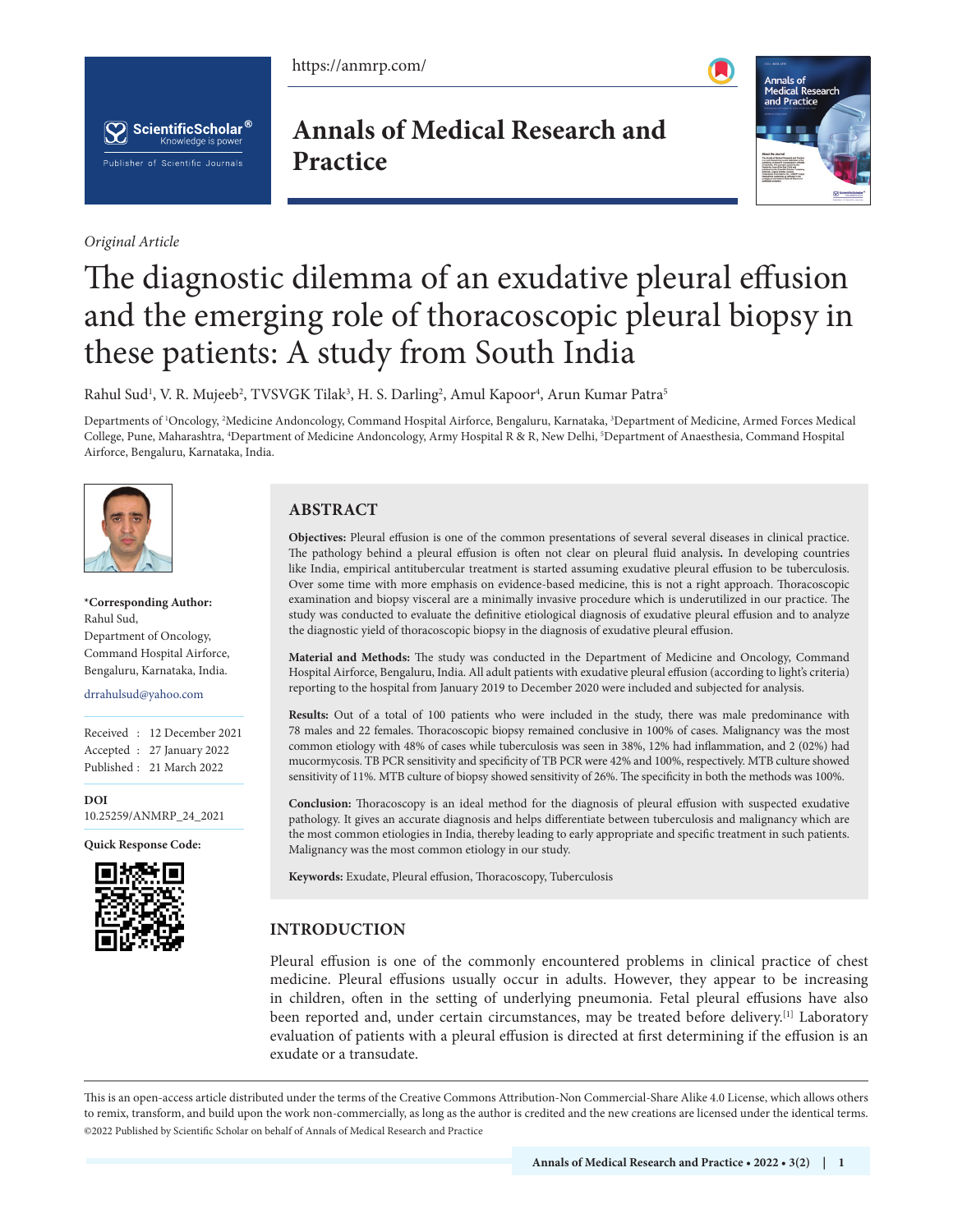Original Article

# The diagnostic dilemma of an exudative pleural effusion and the emerging role of thoracoscopic pleural biopsy in these patients: A study from South India

Rahul Sud[1], V. R. Mujeeb[2], TVSVGK Tilak[3], H. S. Darling[2], Amul Kapoor[4], Arun Kumar Patra[5]

Departments of [1]Oncology, [2]Medicine Andoncology, Command Hospital Airforce, Bengaluru, Karnataka, [3]Department of Medicine, Armed Forces Medical College, Pune, Maharashtra, [4]Department of Medicine Andoncology, Army Hospital R & R, New Delhi, [5]Department of Anaesthesia, Command Hospital Airforce, Bengaluru, Karnataka, India.

**\*Corresponding Author:**
Rahul Sud,
Department of Oncology,
Command Hospital Airforce,
Bengaluru, Karnataka, India.

drrahulsud@yahoo.com

Received : 12 December 2021
Accepted : 27 January 2022
Published : 21 March 2022

**DOI**
10.25259/ANMRP_24_2021

**Quick Response Code:**

## ABSTRACT

**Objectives:** Pleural effusion is one of the common presentations of several several diseases in clinical practice. The pathology behind a pleural effusion is often not clear on pleural fluid analysis**.** In developing countries like India, empirical antitubercular treatment is started assuming exudative pleural effusion to be tuberculosis. Over some time with more emphasis on evidence-based medicine, this is not a right approach. Thoracoscopic examination and biopsy visceral are a minimally invasive procedure which is underutilized in our practice. The study was conducted to evaluate the definitive etiological diagnosis of exudative pleural effusion and to analyze the diagnostic yield of thoracoscopic biopsy in the diagnosis of exudative pleural effusion.

**Material and Methods:** The study was conducted in the Department of Medicine and Oncology, Command Hospital Airforce, Bengaluru, India. All adult patients with exudative pleural effusion (according to light's criteria) reporting to the hospital from January 2019 to December 2020 were included and subjected for analysis.

**Results:** Out of a total of 100 patients who were included in the study, there was male predominance with 78 males and 22 females. Thoracoscopic biopsy remained conclusive in 100% of cases. Malignancy was the most common etiology with 48% of cases while tuberculosis was seen in 38%, 12% had inflammation, and 2 (02%) had mucormycosis. TB PCR sensitivity and specificity of TB PCR were 42% and 100%, respectively. MTB culture showed sensitivity of 11%. MTB culture of biopsy showed sensitivity of 26%. The specificity in both the methods was 100%.

**Conclusion:** Thoracoscopy is an ideal method for the diagnosis of pleural effusion with suspected exudative pathology. It gives an accurate diagnosis and helps differentiate between tuberculosis and malignancy which are the most common etiologies in India, thereby leading to early appropriate and specific treatment in such patients. Malignancy was the most common etiology in our study.

**Keywords:** Exudate, Pleural effusion, Thoracoscopy, Tuberculosis

## INTRODUCTION

Pleural effusion is one of the commonly encountered problems in clinical practice of chest medicine. Pleural effusions usually occur in adults. However, they appear to be increasing in children, often in the setting of underlying pneumonia. Fetal pleural effusions have also been reported and, under certain circumstances, may be treated before delivery.[1] Laboratory evaluation of patients with a pleural effusion is directed at first determining if the effusion is an exudate or a transudate.

This is an open-access article distributed under the terms of the Creative Commons Attribution-Non Commercial-Share Alike 4.0 License, which allows others to remix, transform, and build upon the work non-commercially, as long as the author is credited and the new creations are licensed under the identical terms.
©2022 Published by Scientific Scholar on behalf of Annals of Medical Research and Practice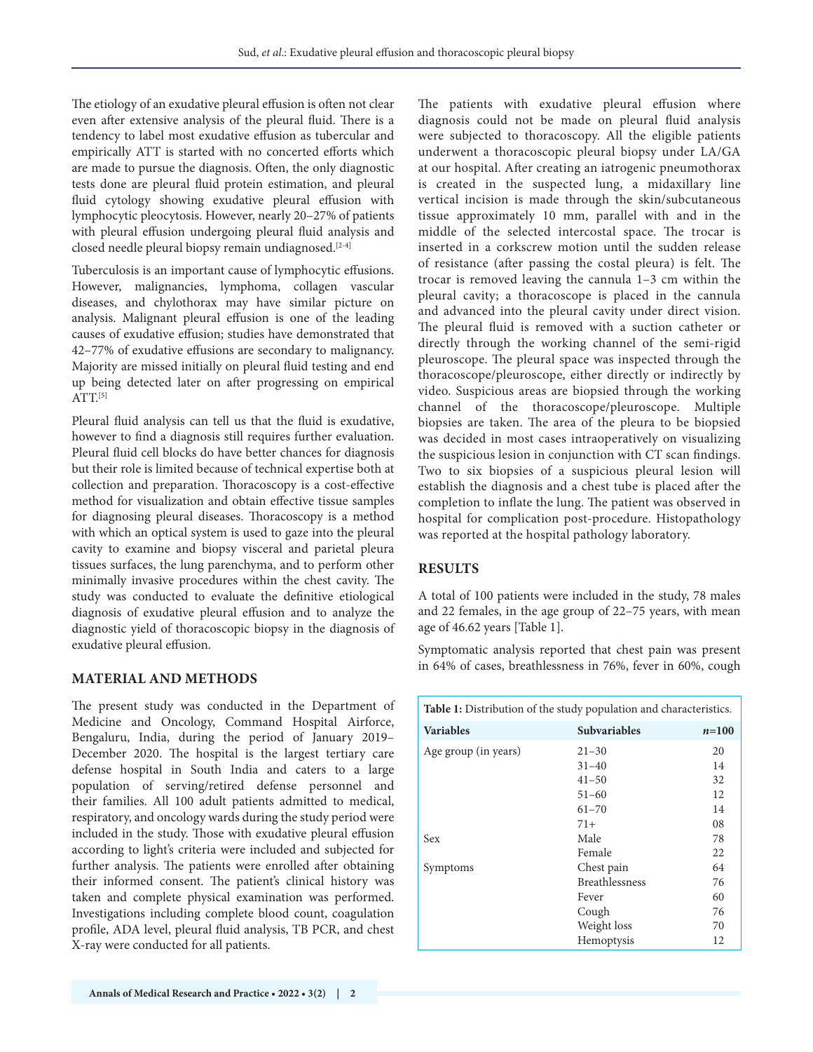The etiology of an exudative pleural effusion is often not clear even after extensive analysis of the pleural fluid. There is a tendency to label most exudative effusion as tubercular and empirically ATT is started with no concerted efforts which are made to pursue the diagnosis. Often, the only diagnostic tests done are pleural fluid protein estimation, and pleural fluid cytology showing exudative pleural effusion with lymphocytic pleocytosis. However, nearly 20–27% of patients with pleural effusion undergoing pleural fluid analysis and closed needle pleural biopsy remain undiagnosed.[2-4]

Tuberculosis is an important cause of lymphocytic effusions. However, malignancies, lymphoma, collagen vascular diseases, and chylothorax may have similar picture on analysis. Malignant pleural effusion is one of the leading causes of exudative effusion; studies have demonstrated that 42–77% of exudative effusions are secondary to malignancy. Majority are missed initially on pleural fluid testing and end up being detected later on after progressing on empirical ATT.[5]

Pleural fluid analysis can tell us that the fluid is exudative, however to find a diagnosis still requires further evaluation. Pleural fluid cell blocks do have better chances for diagnosis but their role is limited because of technical expertise both at collection and preparation. Thoracoscopy is a cost-effective method for visualization and obtain effective tissue samples for diagnosing pleural diseases. Thoracoscopy is a method with which an optical system is used to gaze into the pleural cavity to examine and biopsy visceral and parietal pleura tissues surfaces, the lung parenchyma, and to perform other minimally invasive procedures within the chest cavity. The study was conducted to evaluate the definitive etiological diagnosis of exudative pleural effusion and to analyze the diagnostic yield of thoracoscopic biopsy in the diagnosis of exudative pleural effusion.

## MATERIAL AND METHODS

The present study was conducted in the Department of Medicine and Oncology, Command Hospital Airforce, Bengaluru, India, during the period of January 2019–December 2020. The hospital is the largest tertiary care defense hospital in South India and caters to a large population of serving/retired defense personnel and their families. All 100 adult patients admitted to medical, respiratory, and oncology wards during the study period were included in the study. Those with exudative pleural effusion according to light's criteria were included and subjected for further analysis. The patients were enrolled after obtaining their informed consent. The patient's clinical history was taken and complete physical examination was performed. Investigations including complete blood count, coagulation profile, ADA level, pleural fluid analysis, TB PCR, and chest X-ray were conducted for all patients.

The patients with exudative pleural effusion where diagnosis could not be made on pleural fluid analysis were subjected to thoracoscopy. All the eligible patients underwent a thoracoscopic pleural biopsy under LA/GA at our hospital. After creating an iatrogenic pneumothorax is created in the suspected lung, a midaxillary line vertical incision is made through the skin/subcutaneous tissue approximately 10 mm, parallel with and in the middle of the selected intercostal space. The trocar is inserted in a corkscrew motion until the sudden release of resistance (after passing the costal pleura) is felt. The trocar is removed leaving the cannula 1–3 cm within the pleural cavity; a thoracoscope is placed in the cannula and advanced into the pleural cavity under direct vision. The pleural fluid is removed with a suction catheter or directly through the working channel of the semi-rigid pleuroscope. The pleural space was inspected through the thoracoscope/pleuroscope, either directly or indirectly by video. Suspicious areas are biopsied through the working channel of the thoracoscope/pleuroscope. Multiple biopsies are taken. The area of the pleura to be biopsied was decided in most cases intraoperatively on visualizing the suspicious lesion in conjunction with CT scan findings. Two to six biopsies of a suspicious pleural lesion will establish the diagnosis and a chest tube is placed after the completion to inflate the lung. The patient was observed in hospital for complication post-procedure. Histopathology was reported at the hospital pathology laboratory.

## RESULTS

A total of 100 patients were included in the study, 78 males and 22 females, in the age group of 22–75 years, with mean age of 46.62 years [Table 1].

Symptomatic analysis reported that chest pain was present in 64% of cases, breathlessness in 76%, fever in 60%, cough

**Table 1:** Distribution of the study population and characteristics.

| Variables | Subvariables | *n*=100 |
|---|---|---|
| Age group (in years) | 21–30 | 20 |
| | 31–40 | 14 |
| | 41–50 | 32 |
| | 51–60 | 12 |
| | 61–70 | 14 |
| | 71+ | 08 |
| Sex | Male | 78 |
| | Female | 22 |
| Symptoms | Chest pain | 64 |
| | Breathlessness | 76 |
| | Fever | 60 |
| | Cough | 76 |
| | Weight loss | 70 |
| | Hemoptysis | 12 |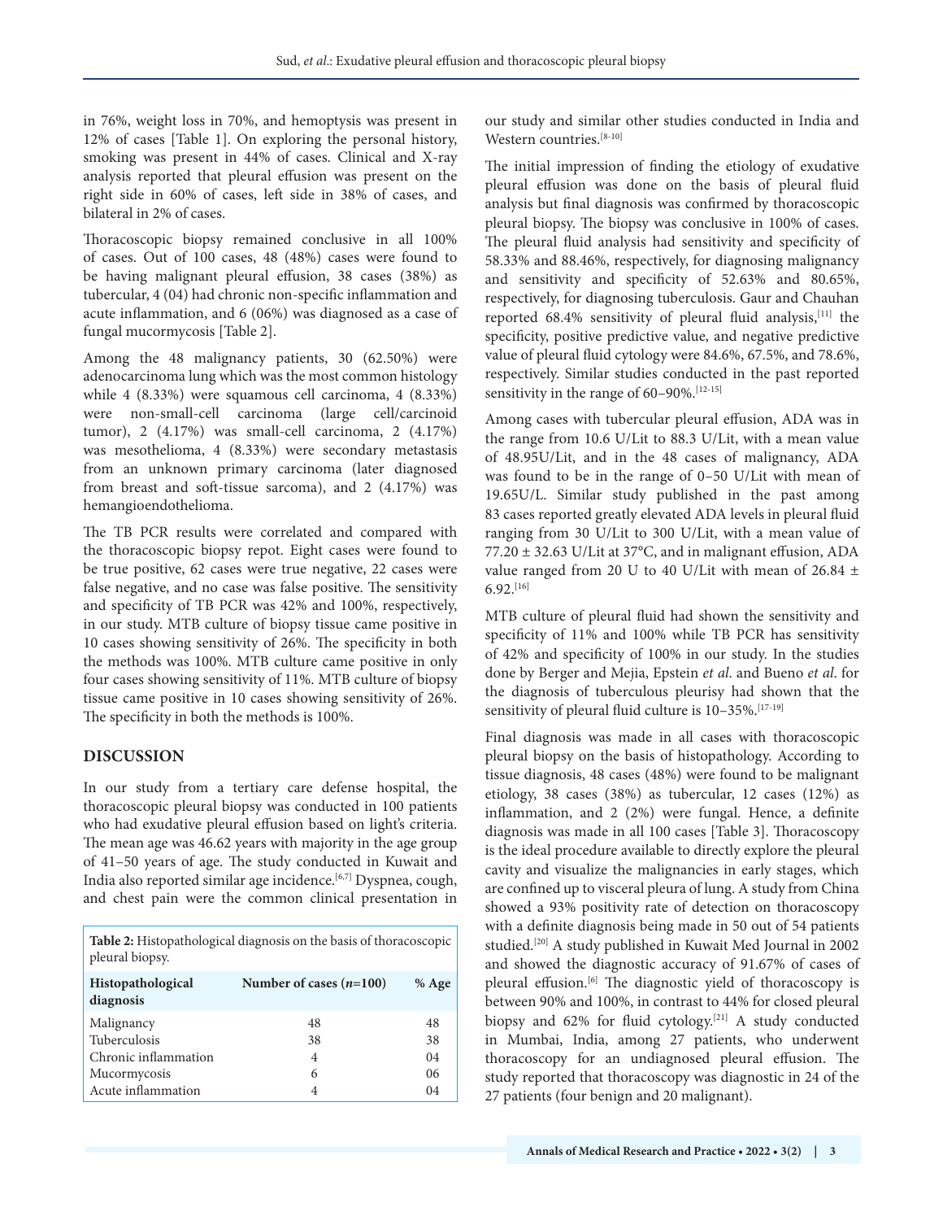in 76%, weight loss in 70%, and hemoptysis was present in 12% of cases [Table 1]. On exploring the personal history, smoking was present in 44% of cases. Clinical and X-ray analysis reported that pleural effusion was present on the right side in 60% of cases, left side in 38% of cases, and bilateral in 2% of cases.

Thoracoscopic biopsy remained conclusive in all 100% of cases. Out of 100 cases, 48 (48%) cases were found to be having malignant pleural effusion, 38 cases (38%) as tubercular, 4 (04) had chronic non-specific inflammation and acute inflammation, and 6 (06%) was diagnosed as a case of fungal mucormycosis [Table 2].

Among the 48 malignancy patients, 30 (62.50%) were adenocarcinoma lung which was the most common histology while 4 (8.33%) were squamous cell carcinoma, 4 (8.33%) were non-small-cell carcinoma (large cell/carcinoid tumor), 2 (4.17%) was small-cell carcinoma, 2 (4.17%) was mesothelioma, 4 (8.33%) were secondary metastasis from an unknown primary carcinoma (later diagnosed from breast and soft-tissue sarcoma), and 2 (4.17%) was hemangioendothelioma.

The TB PCR results were correlated and compared with the thoracoscopic biopsy repot. Eight cases were found to be true positive, 62 cases were true negative, 22 cases were false negative, and no case was false positive. The sensitivity and specificity of TB PCR was 42% and 100%, respectively, in our study. MTB culture of biopsy tissue came positive in 10 cases showing sensitivity of 26%. The specificity in both the methods was 100%. MTB culture came positive in only four cases showing sensitivity of 11%. MTB culture of biopsy tissue came positive in 10 cases showing sensitivity of 26%. The specificity in both the methods is 100%.

## DISCUSSION

In our study from a tertiary care defense hospital, the thoracoscopic pleural biopsy was conducted in 100 patients who had exudative pleural effusion based on light's criteria. The mean age was 46.62 years with majority in the age group of 41–50 years of age. The study conducted in Kuwait and India also reported similar age incidence.[6,7] Dyspnea, cough, and chest pain were the common clinical presentation in our study and similar other studies conducted in India and Western countries.[8-10]

**Table 2:** Histopathological diagnosis on the basis of thoracoscopic pleural biopsy.

| Histopathological diagnosis | Number of cases (*n*=100) | % Age |
|---|---|---|
| Malignancy | 48 | 48 |
| Tuberculosis | 38 | 38 |
| Chronic inflammation | 4 | 04 |
| Mucormycosis | 6 | 06 |
| Acute inflammation | 4 | 04 |

The initial impression of finding the etiology of exudative pleural effusion was done on the basis of pleural fluid analysis but final diagnosis was confirmed by thoracoscopic pleural biopsy. The biopsy was conclusive in 100% of cases. The pleural fluid analysis had sensitivity and specificity of 58.33% and 88.46%, respectively, for diagnosing malignancy and sensitivity and specificity of 52.63% and 80.65%, respectively, for diagnosing tuberculosis. Gaur and Chauhan reported 68.4% sensitivity of pleural fluid analysis,[11] the specificity, positive predictive value, and negative predictive value of pleural fluid cytology were 84.6%, 67.5%, and 78.6%, respectively. Similar studies conducted in the past reported sensitivity in the range of 60–90%.[12-15]

Among cases with tubercular pleural effusion, ADA was in the range from 10.6 U/Lit to 88.3 U/Lit, with a mean value of 48.95U/Lit, and in the 48 cases of malignancy, ADA was found to be in the range of 0–50 U/Lit with mean of 19.65U/L. Similar study published in the past among 83 cases reported greatly elevated ADA levels in pleural fluid ranging from 30 U/Lit to 300 U/Lit, with a mean value of 77.20 ± 32.63 U/Lit at 37°C, and in malignant effusion, ADA value ranged from 20 U to 40 U/Lit with mean of 26.84 ± 6.92.[16]

MTB culture of pleural fluid had shown the sensitivity and specificity of 11% and 100% while TB PCR has sensitivity of 42% and specificity of 100% in our study. In the studies done by Berger and Mejia, Epstein *et al*. and Bueno *et al*. for the diagnosis of tuberculous pleurisy had shown that the sensitivity of pleural fluid culture is 10–35%.[17-19]

Final diagnosis was made in all cases with thoracoscopic pleural biopsy on the basis of histopathology. According to tissue diagnosis, 48 cases (48%) were found to be malignant etiology, 38 cases (38%) as tubercular, 12 cases (12%) as inflammation, and 2 (2%) were fungal. Hence, a definite diagnosis was made in all 100 cases [Table 3]. Thoracoscopy is the ideal procedure available to directly explore the pleural cavity and visualize the malignancies in early stages, which are confined up to visceral pleura of lung. A study from China showed a 93% positivity rate of detection on thoracoscopy with a definite diagnosis being made in 50 out of 54 patients studied.[20] A study published in Kuwait Med Journal in 2002 and showed the diagnostic accuracy of 91.67% of cases of pleural effusion.[6] The diagnostic yield of thoracoscopy is between 90% and 100%, in contrast to 44% for closed pleural biopsy and 62% for fluid cytology.[21] A study conducted in Mumbai, India, among 27 patients, who underwent thoracoscopy for an undiagnosed pleural effusion. The study reported that thoracoscopy was diagnostic in 24 of the 27 patients (four benign and 20 malignant).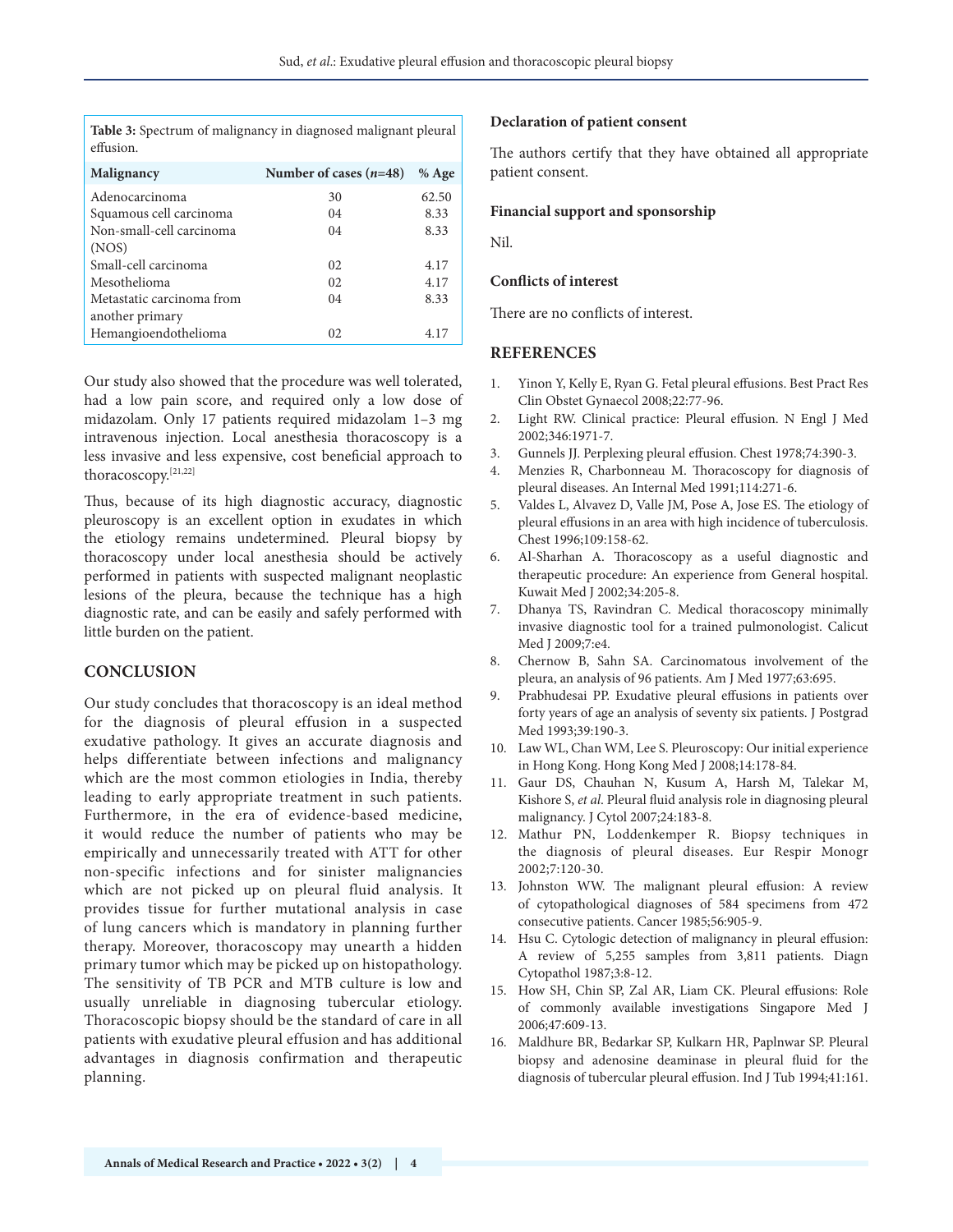**Table 3:** Spectrum of malignancy in diagnosed malignant pleural effusion.

| Malignancy | Number of cases (*n*=48) | % Age |
|---|---|---|
| Adenocarcinoma | 30 | 62.50 |
| Squamous cell carcinoma | 04 | 8.33 |
| Non-small-cell carcinoma (NOS) | 04 | 8.33 |
| Small-cell carcinoma | 02 | 4.17 |
| Mesothelioma | 02 | 4.17 |
| Metastatic carcinoma from another primary | 04 | 8.33 |
| Hemangioendothelioma | 02 | 4.17 |

Our study also showed that the procedure was well tolerated, had a low pain score, and required only a low dose of midazolam. Only 17 patients required midazolam 1–3 mg intravenous injection. Local anesthesia thoracoscopy is a less invasive and less expensive, cost beneficial approach to thoracoscopy.[21,22]

Thus, because of its high diagnostic accuracy, diagnostic pleuroscopy is an excellent option in exudates in which the etiology remains undetermined. Pleural biopsy by thoracoscopy under local anesthesia should be actively performed in patients with suspected malignant neoplastic lesions of the pleura, because the technique has a high diagnostic rate, and can be easily and safely performed with little burden on the patient.

## CONCLUSION

Our study concludes that thoracoscopy is an ideal method for the diagnosis of pleural effusion in a suspected exudative pathology. It gives an accurate diagnosis and helps differentiate between infections and malignancy which are the most common etiologies in India, thereby leading to early appropriate treatment in such patients. Furthermore, in the era of evidence-based medicine, it would reduce the number of patients who may be empirically and unnecessarily treated with ATT for other non-specific infections and for sinister malignancies which are not picked up on pleural fluid analysis. It provides tissue for further mutational analysis in case of lung cancers which is mandatory in planning further therapy. Moreover, thoracoscopy may unearth a hidden primary tumor which may be picked up on histopathology. The sensitivity of TB PCR and MTB culture is low and usually unreliable in diagnosing tubercular etiology. Thoracoscopic biopsy should be the standard of care in all patients with exudative pleural effusion and has additional advantages in diagnosis confirmation and therapeutic planning.

### Declaration of patient consent

The authors certify that they have obtained all appropriate patient consent.

### Financial support and sponsorship

Nil.

### Conflicts of interest

There are no conflicts of interest.

## REFERENCES

1. Yinon Y, Kelly E, Ryan G. Fetal pleural effusions. Best Pract Res Clin Obstet Gynaecol 2008;22:77-96.
2. Light RW. Clinical practice: Pleural effusion. N Engl J Med 2002;346:1971-7.
3. Gunnels JJ. Perplexing pleural effusion. Chest 1978;74:390-3.
4. Menzies R, Charbonneau M. Thoracoscopy for diagnosis of pleural diseases. An Internal Med 1991;114:271-6.
5. Valdes L, Alvavez D, Valle JM, Pose A, Jose ES. The etiology of pleural effusions in an area with high incidence of tuberculosis. Chest 1996;109:158-62.
6. Al-Sharhan A. Thoracoscopy as a useful diagnostic and therapeutic procedure: An experience from General hospital. Kuwait Med J 2002;34:205-8.
7. Dhanya TS, Ravindran C. Medical thoracoscopy minimally invasive diagnostic tool for a trained pulmonologist. Calicut Med J 2009;7:e4.
8. Chernow B, Sahn SA. Carcinomatous involvement of the pleura, an analysis of 96 patients. Am J Med 1977;63:695.
9. Prabhudesai PP. Exudative pleural effusions in patients over forty years of age an analysis of seventy six patients. J Postgrad Med 1993;39:190-3.
10. Law WL, Chan WM, Lee S. Pleuroscopy: Our initial experience in Hong Kong. Hong Kong Med J 2008;14:178-84.
11. Gaur DS, Chauhan N, Kusum A, Harsh M, Talekar M, Kishore S, *et al*. Pleural fluid analysis role in diagnosing pleural malignancy. J Cytol 2007;24:183-8.
12. Mathur PN, Loddenkemper R. Biopsy techniques in the diagnosis of pleural diseases. Eur Respir Monogr 2002;7:120-30.
13. Johnston WW. The malignant pleural effusion: A review of cytopathological diagnoses of 584 specimens from 472 consecutive patients. Cancer 1985;56:905-9.
14. Hsu C. Cytologic detection of malignancy in pleural effusion: A review of 5,255 samples from 3,811 patients. Diagn Cytopathol 1987;3:8-12.
15. How SH, Chin SP, Zal AR, Liam CK. Pleural effusions: Role of commonly available investigations Singapore Med J 2006;47:609-13.
16. Maldhure BR, Bedarkar SP, Kulkarn HR, Paplnwar SP. Pleural biopsy and adenosine deaminase in pleural fluid for the diagnosis of tubercular pleural effusion. Ind J Tub 1994;41:161.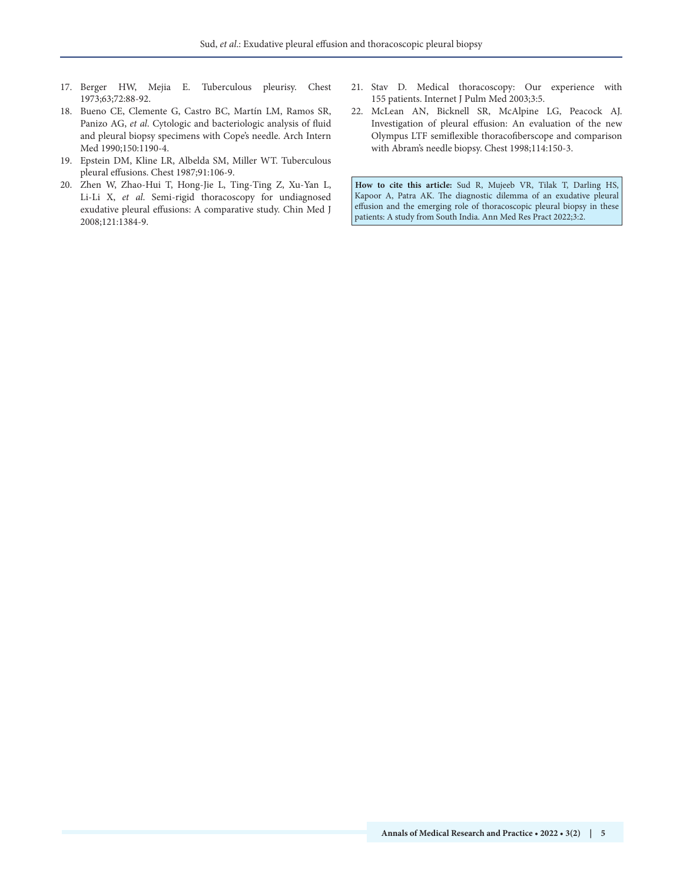17. Berger HW, Mejia E. Tuberculous pleurisy. Chest 1973;63;72:88-92.
18. Bueno CE, Clemente G, Castro BC, Martín LM, Ramos SR, Panizo AG, *et al*. Cytologic and bacteriologic analysis of fluid and pleural biopsy specimens with Cope's needle. Arch Intern Med 1990;150:1190-4.
19. Epstein DM, Kline LR, Albelda SM, Miller WT. Tuberculous pleural effusions. Chest 1987;91:106-9.
20. Zhen W, Zhao-Hui T, Hong-Jie L, Ting-Ting Z, Xu-Yan L, Li-Li X, *et al.* Semi-rigid thoracoscopy for undiagnosed exudative pleural effusions: A comparative study. Chin Med J 2008;121:1384-9.
21. Stav D. Medical thoracoscopy: Our experience with 155 patients. Internet J Pulm Med 2003;3:5.
22. McLean AN, Bicknell SR, McAlpine LG, Peacock AJ. Investigation of pleural effusion: An evaluation of the new Olympus LTF semiflexible thoracofiberscope and comparison with Abram's needle biopsy. Chest 1998;114:150-3.

**How to cite this article:** Sud R, Mujeeb VR, Tilak T, Darling HS, Kapoor A, Patra AK. The diagnostic dilemma of an exudative pleural effusion and the emerging role of thoracoscopic pleural biopsy in these patients: A study from South India. Ann Med Res Pract 2022;3:2.